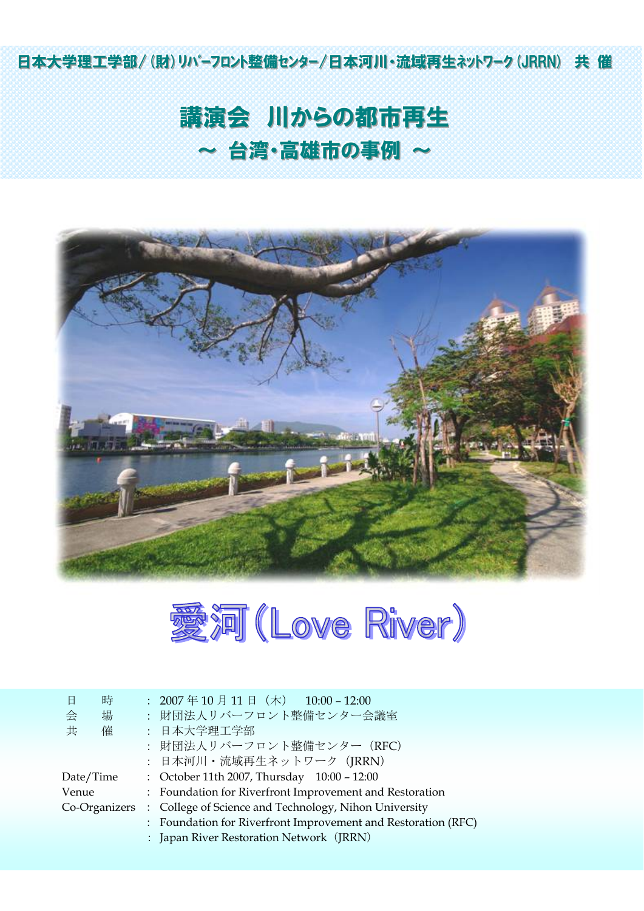日本大学理工学部／(財)ﾘﾊﾞｰﾌﾛﾝﾄ整備ｾﾝﾀｰ／日本河川・流域再生ﾈｯﾄﾜｰｸ(JRRN)　共 催

# 講演会　川からの都市再生

## ～ 台湾・高雄市の事例 ～

## 愛河(Love River)

| | | |
|---|---|---|
| 日　　時 | ： | 2007年10月11日（木）　10:00－12:00 |
| 会　　場 | ： | 財団法人リバーフロント整備センター会議室 |
| 共　　催 | ： | 日本大学理工学部 |
| | ： | 財団法人リバーフロント整備センター（RFC） |
| | ： | 日本河川・流域再生ネットワーク（JRRN） |
| Date/Time | ： | October 11th 2007, Thursday　10:00－12:00 |
| Venue | ： | Foundation for Riverfront Improvement and Restoration |
| Co-Organizers | ： | College of Science and Technology, Nihon University |
| | ： | Foundation for Riverfront Improvement and Restoration (RFC) |
| | ： | Japan River Restoration Network（JRRN） |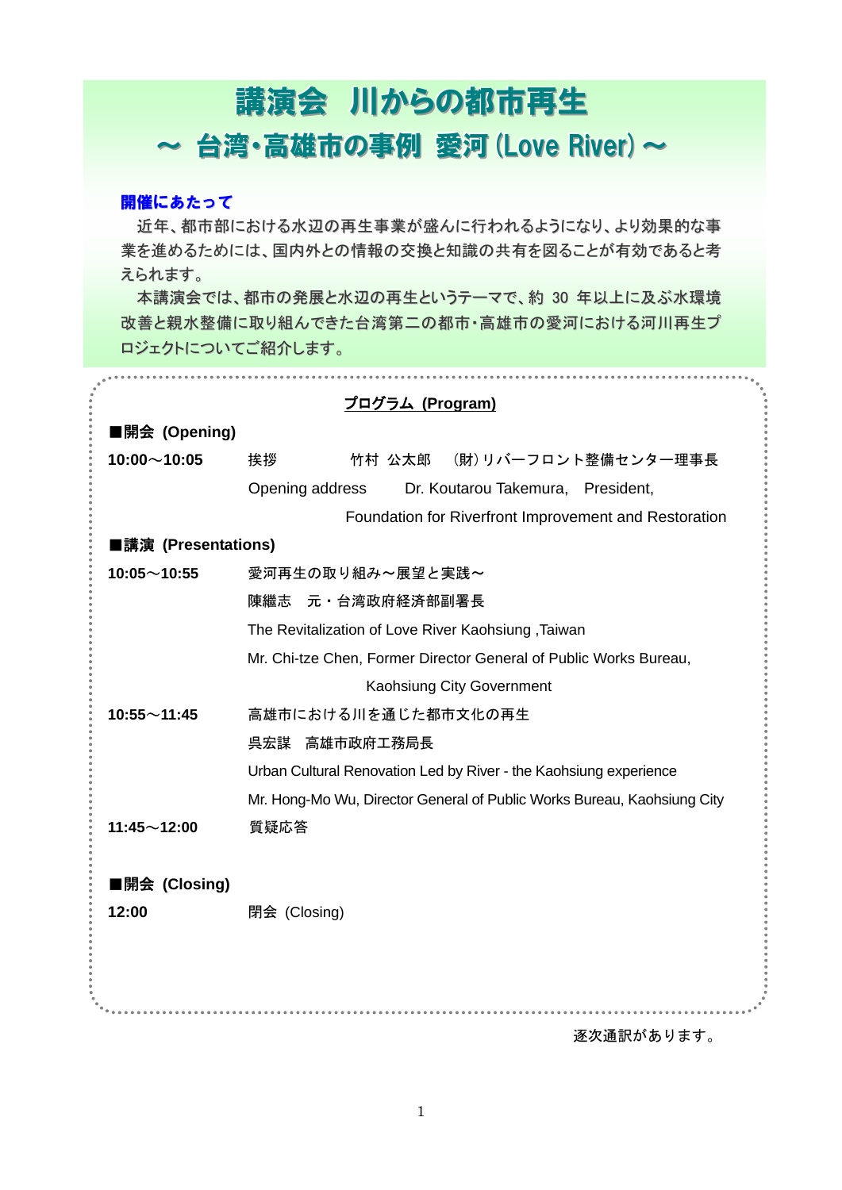# 講演会　川からの都市再生

## ～ 台湾・高雄市の事例　愛河 (Love River) ～

### 開催にあたって

近年、都市部における水辺の再生事業が盛んに行われるようになり、より効果的な事業を進めるためには、国内外との情報の交換と知識の共有を図ることが有効であると考えられます。

本講演会では、都市の発展と水辺の再生というテーマで、約 30 年以上に及ぶ水環境改善と親水整備に取り組んできた台湾第二の都市・高雄市の愛河における河川再生プロジェクトについてご紹介します。

---

**プログラム (Program)**

**■開会 (Opening)**

**10:00～10:05**　挨拶　　竹村 公太郎　（財）リバーフロント整備センター理事長

Opening address　Dr. Koutarou Takemura,　President, Foundation for Riverfront Improvement and Restoration

**■講演 (Presentations)**

**10:05～10:55**　愛河再生の取り組み～展望と実践～

陳繼志　元・台湾政府経済部副署長

The Revitalization of Love River Kaohsiung ,Taiwan

Mr. Chi-tze Chen, Former Director General of Public Works Bureau, Kaohsiung City Government

**10:55～11:45**　高雄市における川を通じた都市文化の再生

呉宏謀　高雄市政府工務局長

Urban Cultural Renovation Led by River - the Kaohsiung experience

Mr. Hong-Mo Wu, Director General of Public Works Bureau, Kaohsiung City

**11:45～12:00**　質疑応答

**■閉会 (Closing)**

**12:00**　閉会 (Closing)

逐次通訳があります。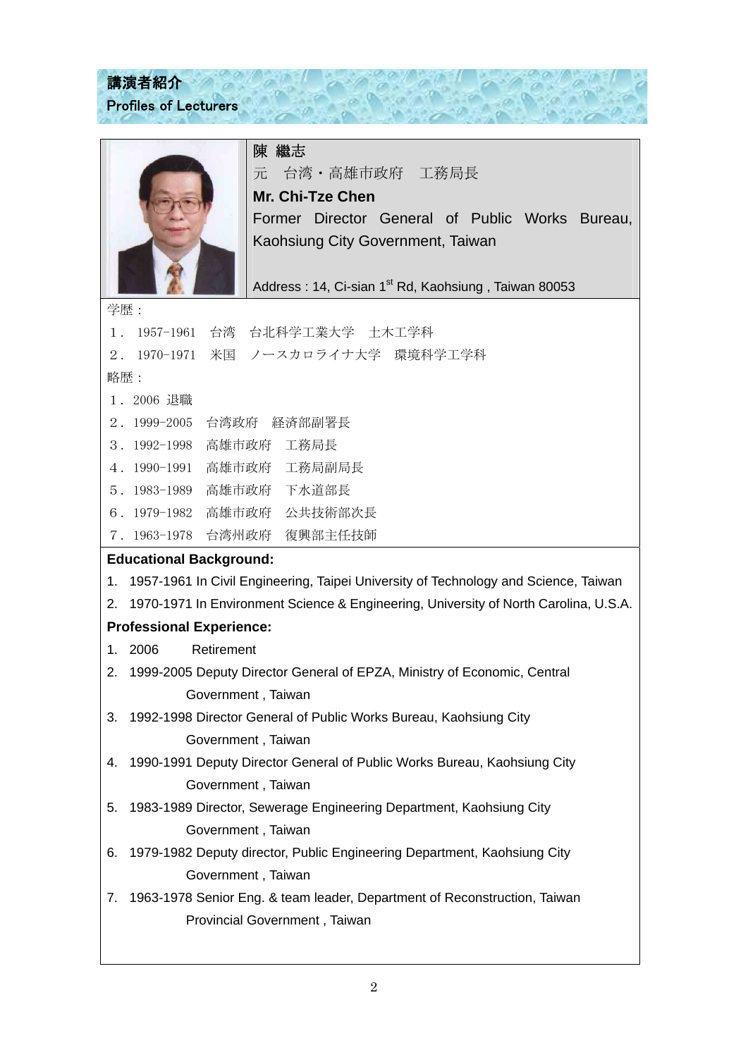# 講演者紹介
## Profiles of Lecturers

**陳 繼志**

元　台湾・高雄市政府　工務局長

**Mr. Chi-Tze Chen**

Former Director General of Public Works Bureau, Kaohsiung City Government, Taiwan

Address : 14, Ci-sian 1st Rd, Kaohsiung , Taiwan 80053

学歴：

1． 1957-1961　台湾　台北科学工業大学　土木工学科
2． 1970-1971　米国　ノースカロライナ大学　環境科学工学科

略歴：

1．2006 退職
2．1999-2005　台湾政府　経済部副署長
3．1992-1998　高雄市政府　工務局長
4．1990-1991　高雄市政府　工務局副局長
5．1983-1989　高雄市政府　下水道部長
6．1979-1982　高雄市政府　公共技術部次長
7．1963-1978　台湾州政府　復興部主任技師

**Educational Background:**

1. 1957-1961 In Civil Engineering, Taipei University of Technology and Science, Taiwan
2. 1970-1971 In Environment Science & Engineering, University of North Carolina, U.S.A.

**Professional Experience:**

1. 2006 Retirement
2. 1999-2005 Deputy Director General of EPZA, Ministry of Economic, Central Government , Taiwan
3. 1992-1998 Director General of Public Works Bureau, Kaohsiung City Government , Taiwan
4. 1990-1991 Deputy Director General of Public Works Bureau, Kaohsiung City Government , Taiwan
5. 1983-1989 Director, Sewerage Engineering Department, Kaohsiung City Government , Taiwan
6. 1979-1982 Deputy director, Public Engineering Department, Kaohsiung City Government , Taiwan
7. 1963-1978 Senior Eng. & team leader, Department of Reconstruction, Taiwan Provincial Government , Taiwan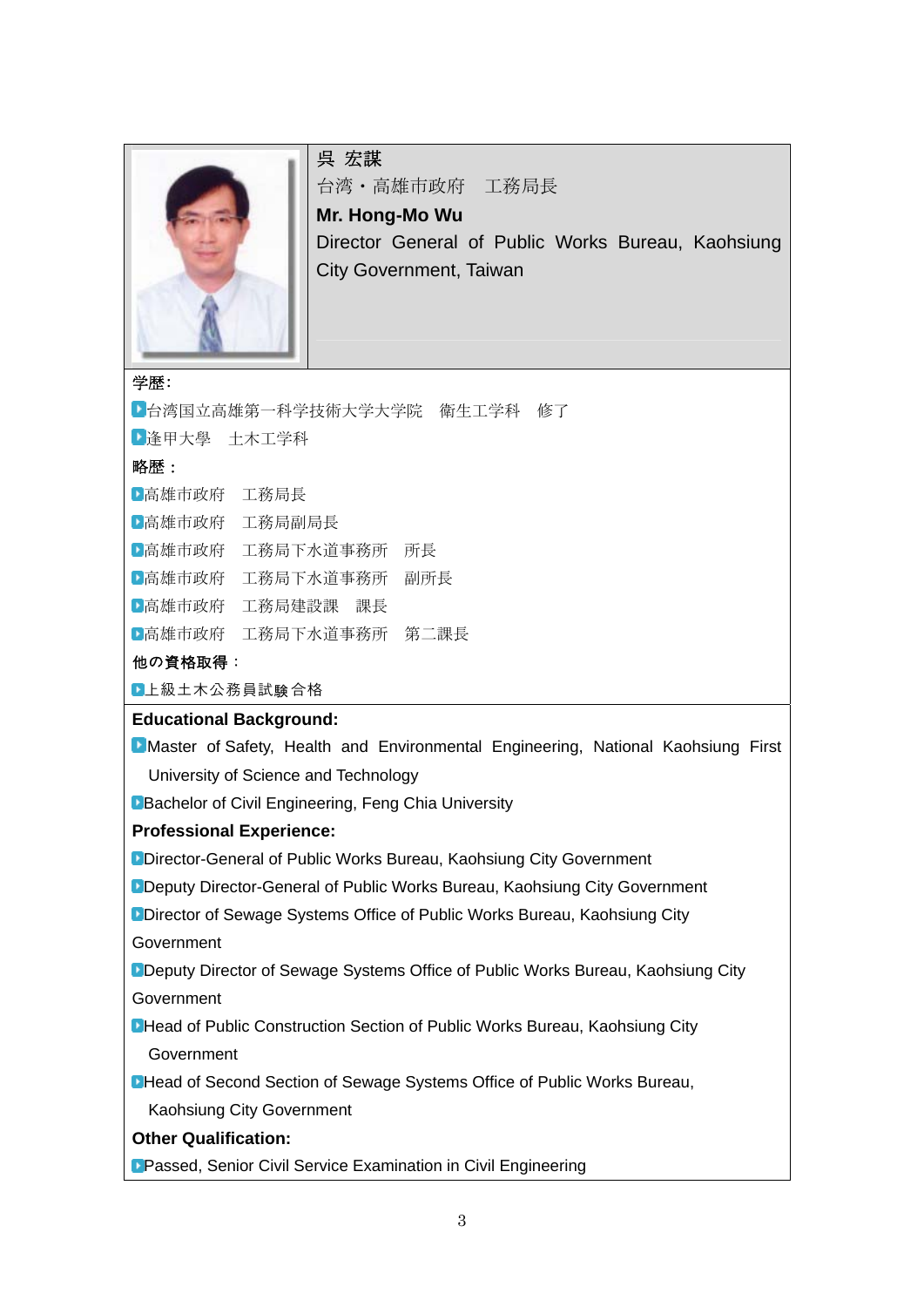**呉 宏謀**

台湾・高雄市政府　工務局長

**Mr. Hong-Mo Wu**

Director General of Public Works Bureau, Kaohsiung City Government, Taiwan

**学歴:**

- 台湾国立高雄第一科学技術大学大学院　衛生工学科　修了
- 逢甲大學　土木工学科

**略歴：**

- 高雄市政府　工務局長
- 高雄市政府　工務局副局長
- 高雄市政府　工務局下水道事務所　所長
- 高雄市政府　工務局下水道事務所　副所長
- 高雄市政府　工務局建設課　課長
- 高雄市政府　工務局下水道事務所　第二課長

**他の資格取得：**

- 上級土木公務員試験合格

**Educational Background:**

- Master of Safety, Health and Environmental Engineering, National Kaohsiung First University of Science and Technology
- Bachelor of Civil Engineering, Feng Chia University

**Professional Experience:**

- Director-General of Public Works Bureau, Kaohsiung City Government
- Deputy Director-General of Public Works Bureau, Kaohsiung City Government
- Director of Sewage Systems Office of Public Works Bureau, Kaohsiung City Government
- Deputy Director of Sewage Systems Office of Public Works Bureau, Kaohsiung City Government
- Head of Public Construction Section of Public Works Bureau, Kaohsiung City Government
- Head of Second Section of Sewage Systems Office of Public Works Bureau, Kaohsiung City Government

**Other Qualification:**

- Passed, Senior Civil Service Examination in Civil Engineering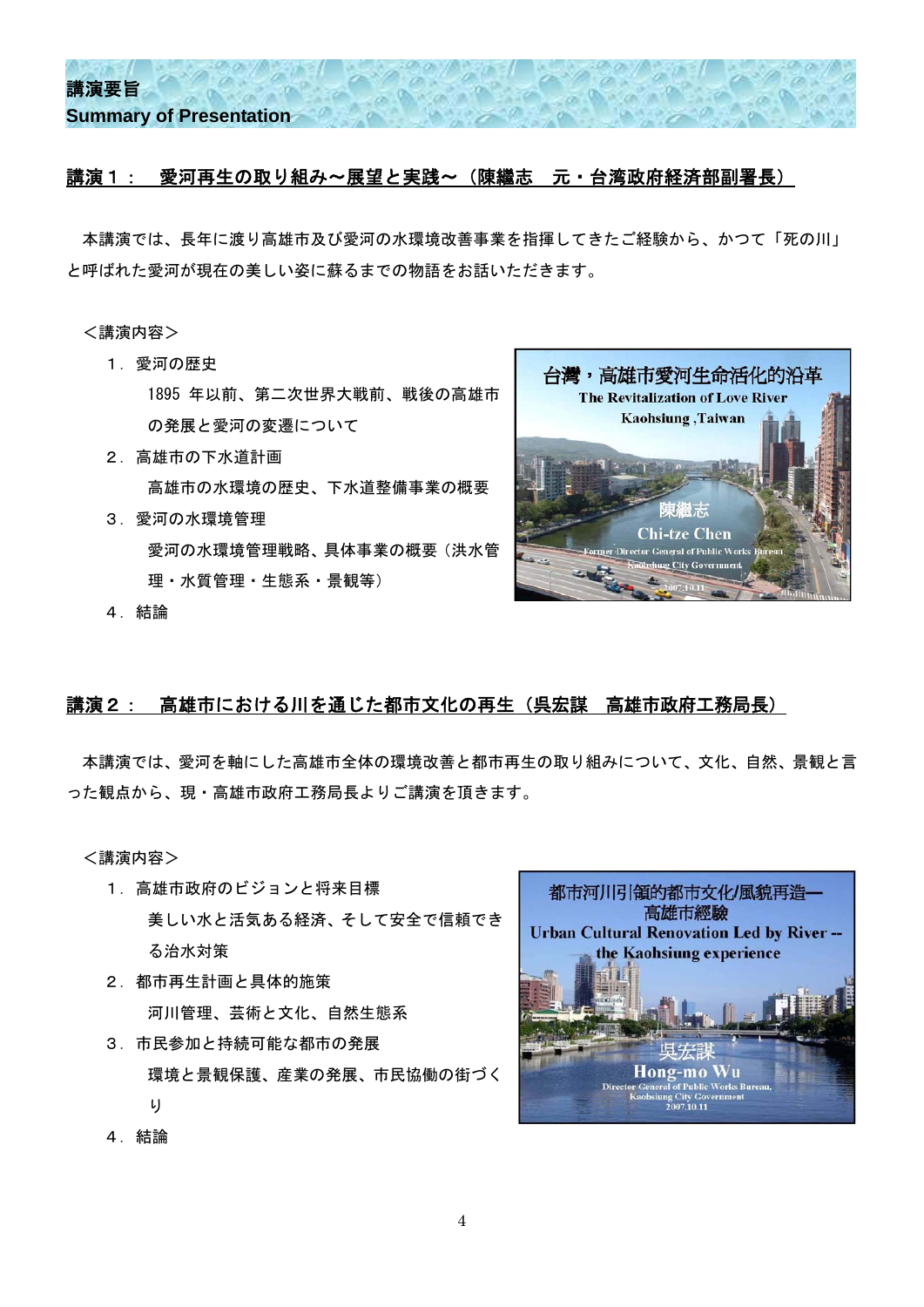## 講演要旨
## Summary of Presentation

### 講演１： 愛河再生の取り組み～展望と実践～（陳繼志　元・台湾政府経済部副署長）

本講演では、長年に渡り高雄市及び愛河の水環境改善事業を指揮してきたご経験から、かつて「死の川」と呼ばれた愛河が現在の美しい姿に蘇るまでの物語をお話いただきます。

＜講演内容＞

１．愛河の歴史
　　1895 年以前、第二次世界大戦前、戦後の高雄市の発展と愛河の変遷について
２．高雄市の下水道計画
　　高雄市の水環境の歴史、下水道整備事業の概要
３．愛河の水環境管理
　　愛河の水環境管理戦略、具体事業の概要（洪水管理・水質管理・生態系・景観等）
４．結論

台灣，高雄市愛河生命活化的沿革
The Revitalization of Love River
Kaohsiung ,Taiwan
陳繼志
Chi-tze Chen
Former Director General of Public Works Bureau
Kaohsiung City Government
2007.10.11

### 講演２： 高雄市における川を通じた都市文化の再生（呉宏謀　高雄市政府工務局長）

本講演では、愛河を軸にした高雄市全体の環境改善と都市再生の取り組みについて、文化、自然、景観と言った観点から、現・高雄市政府工務局長よりご講演を頂きます。

＜講演内容＞

１．高雄市政府のビジョンと将来目標
　　美しい水と活気ある経済、そして安全で信頼できる治水対策
２．都市再生計画と具体的施策
　　河川管理、芸術と文化、自然生態系
３．市民参加と持続可能な都市の発展
　　環境と景観保護、産業の発展、市民協働の街づくり
４．結論

都市河川引領的都市文化/風貌再造—高雄市經驗
Urban Cultural Renovation Led by River -- the Kaohsiung experience
吳宏謀
Hong-mo Wu
Director General of Public Works Bureau,
Kaohsiung City Government
2007.10.11